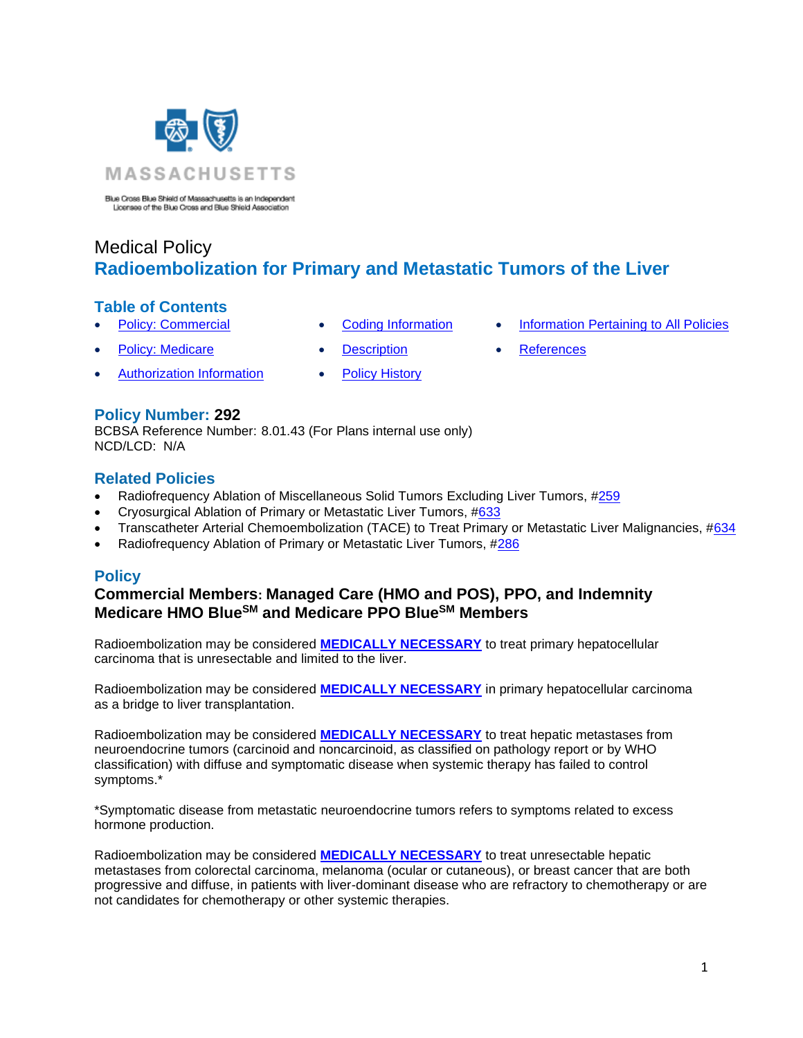MASSACHUSETTS

Blue Cross Blue Shield of Massachusetts is an Independent Licensee of the Blue Cross and Blue Shield Association

# Medical Policy
## Radioembolization for Primary and Metastatic Tumors of the Liver

### Table of Contents

- Policy: Commercial
- Policy: Medicare
- Authorization Information
- Coding Information
- Description
- Policy History
- Information Pertaining to All Policies
- References

### Policy Number: **292**

BCBSA Reference Number: 8.01.43 (For Plans internal use only)
NCD/LCD: N/A

### Related Policies

- Radiofrequency Ablation of Miscellaneous Solid Tumors Excluding Liver Tumors, #259
- Cryosurgical Ablation of Primary or Metastatic Liver Tumors, #633
- Transcatheter Arterial Chemoembolization (TACE) to Treat Primary or Metastatic Liver Malignancies, #634
- Radiofrequency Ablation of Primary or Metastatic Liver Tumors, #286

### Policy

**Commercial Members: Managed Care (HMO and POS), PPO, and Indemnity**
**Medicare HMO Blue[SM] and Medicare PPO Blue[SM] Members**

Radioembolization may be considered **MEDICALLY NECESSARY** to treat primary hepatocellular carcinoma that is unresectable and limited to the liver.

Radioembolization may be considered **MEDICALLY NECESSARY** in primary hepatocellular carcinoma as a bridge to liver transplantation.

Radioembolization may be considered **MEDICALLY NECESSARY** to treat hepatic metastases from neuroendocrine tumors (carcinoid and noncarcinoid, as classified on pathology report or by WHO classification) with diffuse and symptomatic disease when systemic therapy has failed to control symptoms.*

*Symptomatic disease from metastatic neuroendocrine tumors refers to symptoms related to excess hormone production.

Radioembolization may be considered **MEDICALLY NECESSARY** to treat unresectable hepatic metastases from colorectal carcinoma, melanoma (ocular or cutaneous), or breast cancer that are both progressive and diffuse, in patients with liver-dominant disease who are refractory to chemotherapy or are not candidates for chemotherapy or other systemic therapies.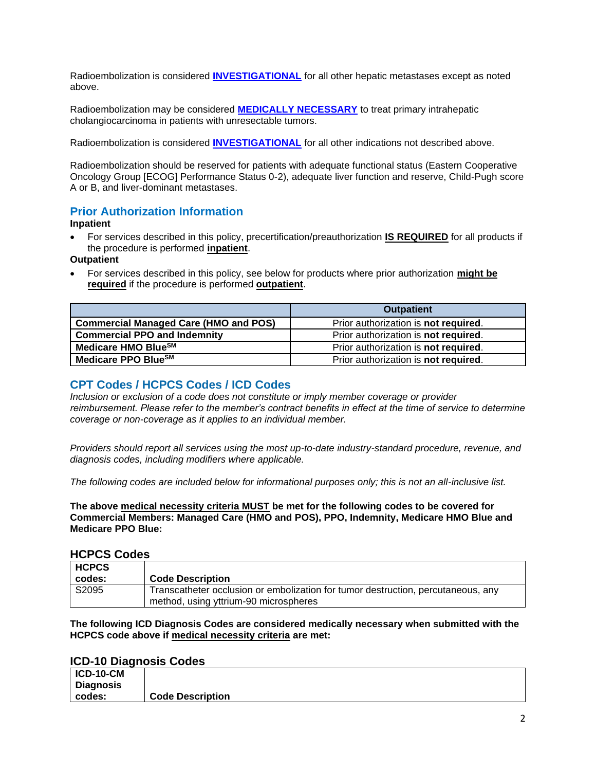Radioembolization is considered **INVESTIGATIONAL** for all other hepatic metastases except as noted above.

Radioembolization may be considered **MEDICALLY NECESSARY** to treat primary intrahepatic cholangiocarcinoma in patients with unresectable tumors.

Radioembolization is considered **INVESTIGATIONAL** for all other indications not described above.

Radioembolization should be reserved for patients with adequate functional status (Eastern Cooperative Oncology Group [ECOG] Performance Status 0-2), adequate liver function and reserve, Child-Pugh score A or B, and liver-dominant metastases.

## Prior Authorization Information

**Inpatient**

- For services described in this policy, precertification/preauthorization **IS REQUIRED** for all products if the procedure is performed **inpatient**.

**Outpatient**

- For services described in this policy, see below for products where prior authorization **might be required** if the procedure is performed **outpatient**.

| | Outpatient |
|---|---|
| **Commercial Managed Care (HMO and POS)** | Prior authorization is **not required**. |
| **Commercial PPO and Indemnity** | Prior authorization is **not required**. |
| **Medicare HMO Blue℠** | Prior authorization is **not required**. |
| **Medicare PPO Blue℠** | Prior authorization is **not required**. |

## CPT Codes / HCPCS Codes / ICD Codes

*Inclusion or exclusion of a code does not constitute or imply member coverage or provider reimbursement. Please refer to the member's contract benefits in effect at the time of service to determine coverage or non-coverage as it applies to an individual member.*

*Providers should report all services using the most up-to-date industry-standard procedure, revenue, and diagnosis codes, including modifiers where applicable.*

*The following codes are included below for informational purposes only; this is not an all-inclusive list.*

**The above medical necessity criteria MUST be met for the following codes to be covered for Commercial Members: Managed Care (HMO and POS), PPO, Indemnity, Medicare HMO Blue and Medicare PPO Blue:**

### HCPCS Codes

| HCPCS codes: | Code Description |
|---|---|
| S2095 | Transcatheter occlusion or embolization for tumor destruction, percutaneous, any method, using yttrium-90 microspheres |

**The following ICD Diagnosis Codes are considered medically necessary when submitted with the HCPCS code above if medical necessity criteria are met:**

### ICD-10 Diagnosis Codes

| ICD-10-CM Diagnosis codes: | Code Description |
|---|---|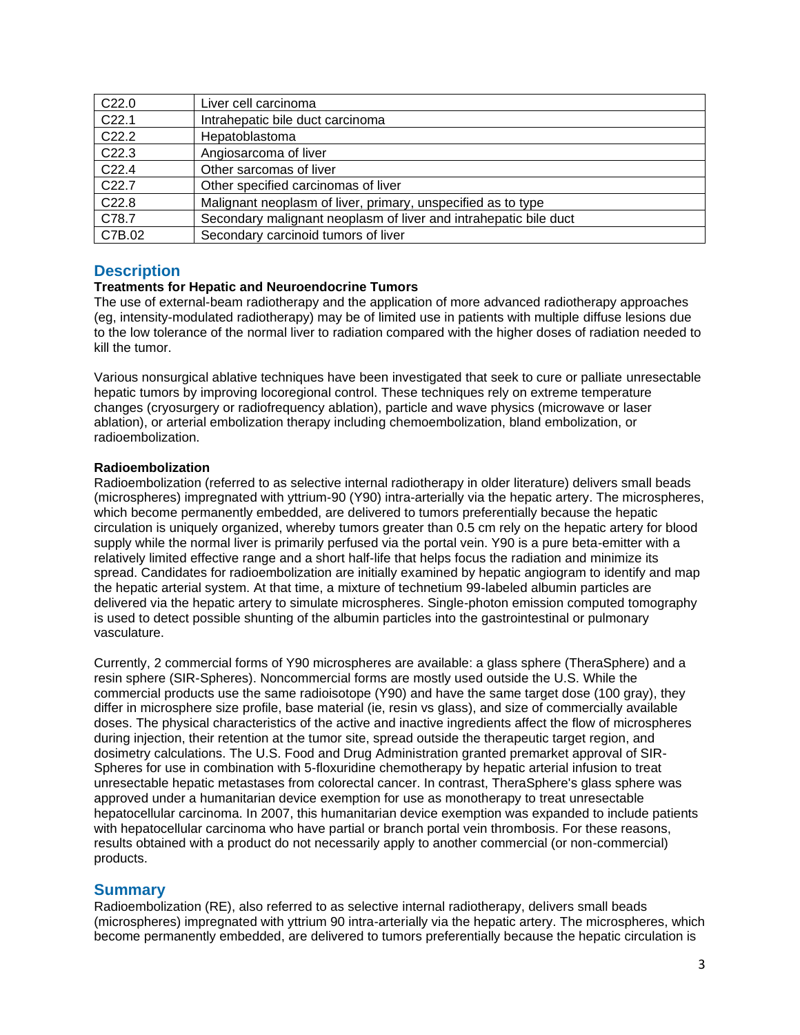| C22.0 | Liver cell carcinoma |
|---|---|
| C22.1 | Intrahepatic bile duct carcinoma |
| C22.2 | Hepatoblastoma |
| C22.3 | Angiosarcoma of liver |
| C22.4 | Other sarcomas of liver |
| C22.7 | Other specified carcinomas of liver |
| C22.8 | Malignant neoplasm of liver, primary, unspecified as to type |
| C78.7 | Secondary malignant neoplasm of liver and intrahepatic bile duct |
| C7B.02 | Secondary carcinoid tumors of liver |

## Description

**Treatments for Hepatic and Neuroendocrine Tumors**

The use of external-beam radiotherapy and the application of more advanced radiotherapy approaches (eg, intensity-modulated radiotherapy) may be of limited use in patients with multiple diffuse lesions due to the low tolerance of the normal liver to radiation compared with the higher doses of radiation needed to kill the tumor.

Various nonsurgical ablative techniques have been investigated that seek to cure or palliate unresectable hepatic tumors by improving locoregional control. These techniques rely on extreme temperature changes (cryosurgery or radiofrequency ablation), particle and wave physics (microwave or laser ablation), or arterial embolization therapy including chemoembolization, bland embolization, or radioembolization.

**Radioembolization**

Radioembolization (referred to as selective internal radiotherapy in older literature) delivers small beads (microspheres) impregnated with yttrium-90 (Y90) intra-arterially via the hepatic artery. The microspheres, which become permanently embedded, are delivered to tumors preferentially because the hepatic circulation is uniquely organized, whereby tumors greater than 0.5 cm rely on the hepatic artery for blood supply while the normal liver is primarily perfused via the portal vein. Y90 is a pure beta-emitter with a relatively limited effective range and a short half-life that helps focus the radiation and minimize its spread. Candidates for radioembolization are initially examined by hepatic angiogram to identify and map the hepatic arterial system. At that time, a mixture of technetium 99-labeled albumin particles are delivered via the hepatic artery to simulate microspheres. Single-photon emission computed tomography is used to detect possible shunting of the albumin particles into the gastrointestinal or pulmonary vasculature.

Currently, 2 commercial forms of Y90 microspheres are available: a glass sphere (TheraSphere) and a resin sphere (SIR-Spheres). Noncommercial forms are mostly used outside the U.S. While the commercial products use the same radioisotope (Y90) and have the same target dose (100 gray), they differ in microsphere size profile, base material (ie, resin vs glass), and size of commercially available doses. The physical characteristics of the active and inactive ingredients affect the flow of microspheres during injection, their retention at the tumor site, spread outside the therapeutic target region, and dosimetry calculations. The U.S. Food and Drug Administration granted premarket approval of SIR-Spheres for use in combination with 5-floxuridine chemotherapy by hepatic arterial infusion to treat unresectable hepatic metastases from colorectal cancer. In contrast, TheraSphere's glass sphere was approved under a humanitarian device exemption for use as monotherapy to treat unresectable hepatocellular carcinoma. In 2007, this humanitarian device exemption was expanded to include patients with hepatocellular carcinoma who have partial or branch portal vein thrombosis. For these reasons, results obtained with a product do not necessarily apply to another commercial (or non-commercial) products.

## Summary

Radioembolization (RE), also referred to as selective internal radiotherapy, delivers small beads (microspheres) impregnated with yttrium 90 intra-arterially via the hepatic artery. The microspheres, which become permanently embedded, are delivered to tumors preferentially because the hepatic circulation is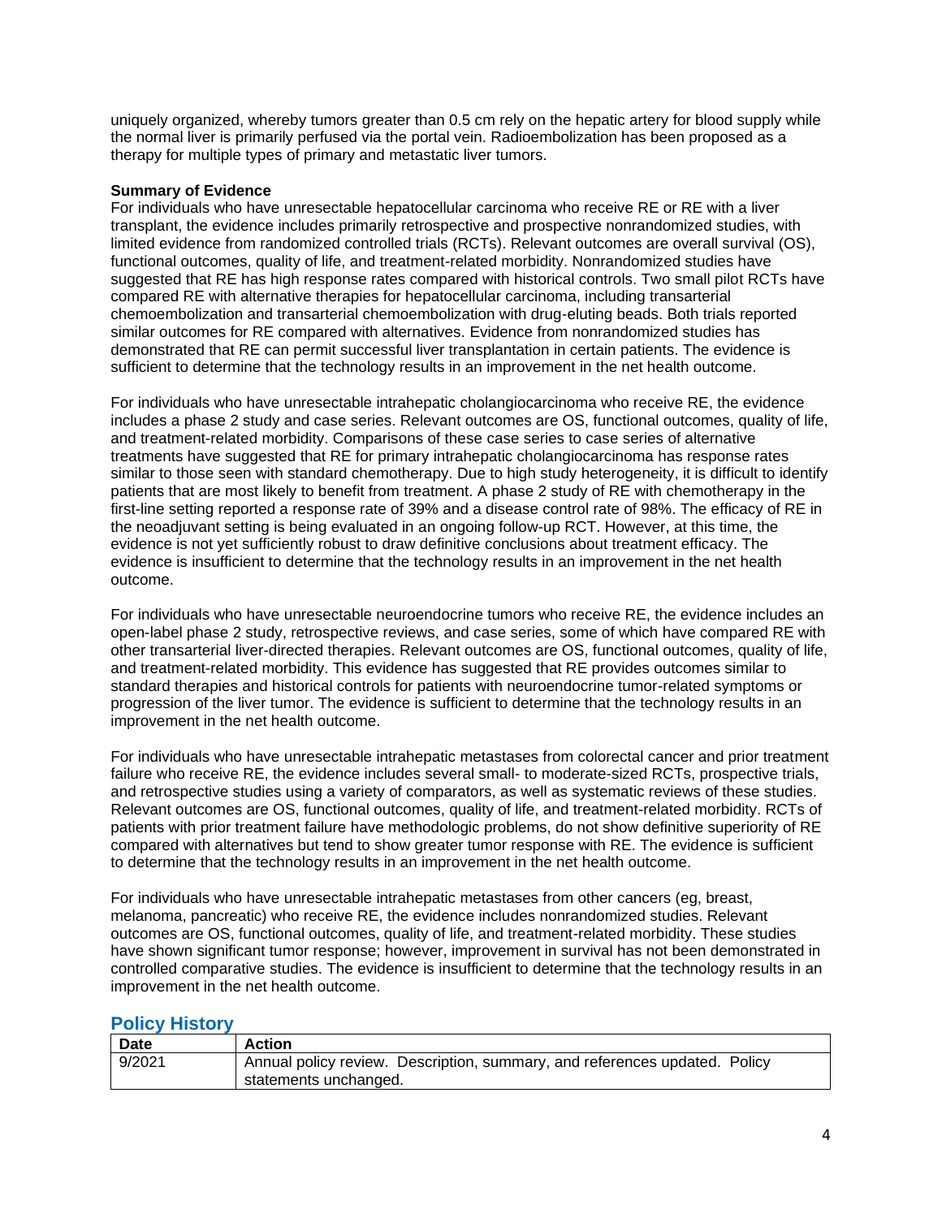uniquely organized, whereby tumors greater than 0.5 cm rely on the hepatic artery for blood supply while the normal liver is primarily perfused via the portal vein. Radioembolization has been proposed as a therapy for multiple types of primary and metastatic liver tumors.

**Summary of Evidence**

For individuals who have unresectable hepatocellular carcinoma who receive RE or RE with a liver transplant, the evidence includes primarily retrospective and prospective nonrandomized studies, with limited evidence from randomized controlled trials (RCTs). Relevant outcomes are overall survival (OS), functional outcomes, quality of life, and treatment-related morbidity. Nonrandomized studies have suggested that RE has high response rates compared with historical controls. Two small pilot RCTs have compared RE with alternative therapies for hepatocellular carcinoma, including transarterial chemoembolization and transarterial chemoembolization with drug-eluting beads. Both trials reported similar outcomes for RE compared with alternatives. Evidence from nonrandomized studies has demonstrated that RE can permit successful liver transplantation in certain patients. The evidence is sufficient to determine that the technology results in an improvement in the net health outcome.

For individuals who have unresectable intrahepatic cholangiocarcinoma who receive RE, the evidence includes a phase 2 study and case series. Relevant outcomes are OS, functional outcomes, quality of life, and treatment-related morbidity. Comparisons of these case series to case series of alternative treatments have suggested that RE for primary intrahepatic cholangiocarcinoma has response rates similar to those seen with standard chemotherapy. Due to high study heterogeneity, it is difficult to identify patients that are most likely to benefit from treatment. A phase 2 study of RE with chemotherapy in the first-line setting reported a response rate of 39% and a disease control rate of 98%. The efficacy of RE in the neoadjuvant setting is being evaluated in an ongoing follow-up RCT. However, at this time, the evidence is not yet sufficiently robust to draw definitive conclusions about treatment efficacy. The evidence is insufficient to determine that the technology results in an improvement in the net health outcome.

For individuals who have unresectable neuroendocrine tumors who receive RE, the evidence includes an open-label phase 2 study, retrospective reviews, and case series, some of which have compared RE with other transarterial liver-directed therapies. Relevant outcomes are OS, functional outcomes, quality of life, and treatment-related morbidity. This evidence has suggested that RE provides outcomes similar to standard therapies and historical controls for patients with neuroendocrine tumor-related symptoms or progression of the liver tumor. The evidence is sufficient to determine that the technology results in an improvement in the net health outcome.

For individuals who have unresectable intrahepatic metastases from colorectal cancer and prior treatment failure who receive RE, the evidence includes several small- to moderate-sized RCTs, prospective trials, and retrospective studies using a variety of comparators, as well as systematic reviews of these studies. Relevant outcomes are OS, functional outcomes, quality of life, and treatment-related morbidity. RCTs of patients with prior treatment failure have methodologic problems, do not show definitive superiority of RE compared with alternatives but tend to show greater tumor response with RE. The evidence is sufficient to determine that the technology results in an improvement in the net health outcome.

For individuals who have unresectable intrahepatic metastases from other cancers (eg, breast, melanoma, pancreatic) who receive RE, the evidence includes nonrandomized studies. Relevant outcomes are OS, functional outcomes, quality of life, and treatment-related morbidity. These studies have shown significant tumor response; however, improvement in survival has not been demonstrated in controlled comparative studies. The evidence is insufficient to determine that the technology results in an improvement in the net health outcome.

## Policy History

| Date | Action |
| --- | --- |
| 9/2021 | Annual policy review. Description, summary, and references updated. Policy statements unchanged. |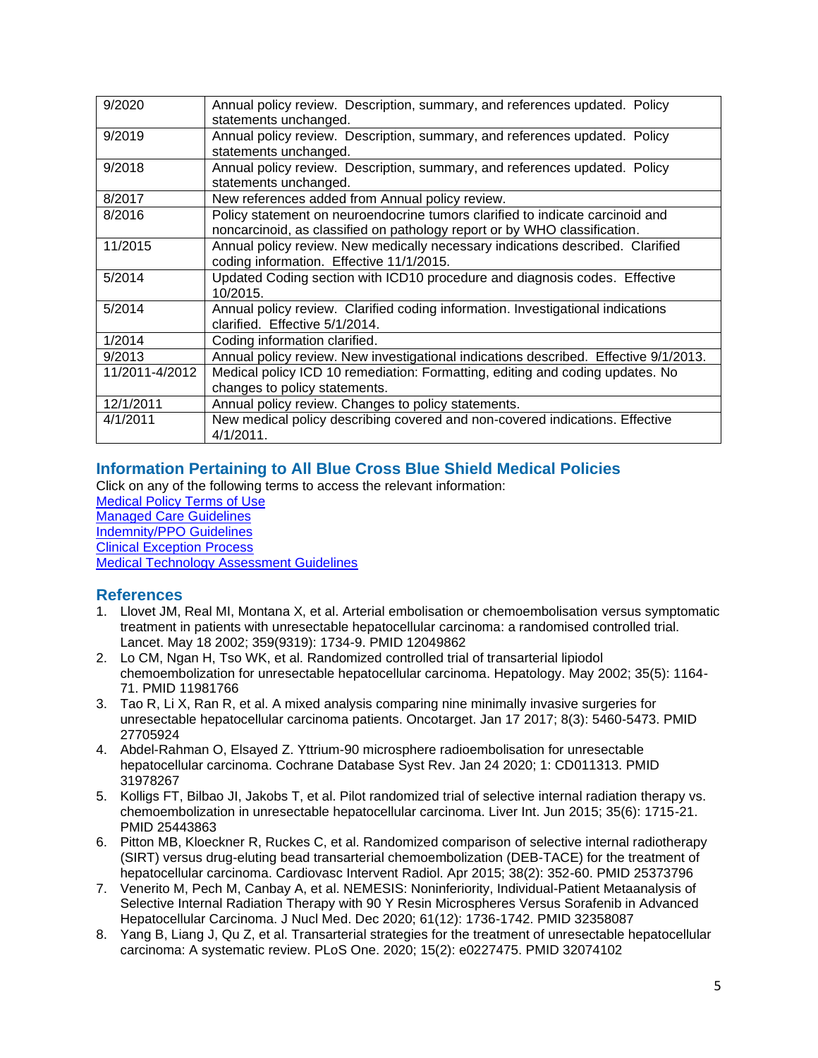| 9/2020 | Annual policy review. Description, summary, and references updated. Policy statements unchanged. |
|---|---|
| 9/2019 | Annual policy review. Description, summary, and references updated. Policy statements unchanged. |
| 9/2018 | Annual policy review. Description, summary, and references updated. Policy statements unchanged. |
| 8/2017 | New references added from Annual policy review. |
| 8/2016 | Policy statement on neuroendocrine tumors clarified to indicate carcinoid and noncarcinoid, as classified on pathology report or by WHO classification. |
| 11/2015 | Annual policy review. New medically necessary indications described. Clarified coding information. Effective 11/1/2015. |
| 5/2014 | Updated Coding section with ICD10 procedure and diagnosis codes. Effective 10/2015. |
| 5/2014 | Annual policy review. Clarified coding information. Investigational indications clarified. Effective 5/1/2014. |
| 1/2014 | Coding information clarified. |
| 9/2013 | Annual policy review. New investigational indications described. Effective 9/1/2013. |
| 11/2011-4/2012 | Medical policy ICD 10 remediation: Formatting, editing and coding updates. No changes to policy statements. |
| 12/1/2011 | Annual policy review. Changes to policy statements. |
| 4/1/2011 | New medical policy describing covered and non-covered indications. Effective 4/1/2011. |

## Information Pertaining to All Blue Cross Blue Shield Medical Policies

Click on any of the following terms to access the relevant information:

Medical Policy Terms of Use
Managed Care Guidelines
Indemnity/PPO Guidelines
Clinical Exception Process
Medical Technology Assessment Guidelines

## References

1. Llovet JM, Real MI, Montana X, et al. Arterial embolisation or chemoembolisation versus symptomatic treatment in patients with unresectable hepatocellular carcinoma: a randomised controlled trial. Lancet. May 18 2002; 359(9319): 1734-9. PMID 12049862
2. Lo CM, Ngan H, Tso WK, et al. Randomized controlled trial of transarterial lipiodol chemoembolization for unresectable hepatocellular carcinoma. Hepatology. May 2002; 35(5): 1164-71. PMID 11981766
3. Tao R, Li X, Ran R, et al. A mixed analysis comparing nine minimally invasive surgeries for unresectable hepatocellular carcinoma patients. Oncotarget. Jan 17 2017; 8(3): 5460-5473. PMID 27705924
4. Abdel-Rahman O, Elsayed Z. Yttrium-90 microsphere radioembolisation for unresectable hepatocellular carcinoma. Cochrane Database Syst Rev. Jan 24 2020; 1: CD011313. PMID 31978267
5. Kolligs FT, Bilbao JI, Jakobs T, et al. Pilot randomized trial of selective internal radiation therapy vs. chemoembolization in unresectable hepatocellular carcinoma. Liver Int. Jun 2015; 35(6): 1715-21. PMID 25443863
6. Pitton MB, Kloeckner R, Ruckes C, et al. Randomized comparison of selective internal radiotherapy (SIRT) versus drug-eluting bead transarterial chemoembolization (DEB-TACE) for the treatment of hepatocellular carcinoma. Cardiovasc Intervent Radiol. Apr 2015; 38(2): 352-60. PMID 25373796
7. Venerito M, Pech M, Canbay A, et al. NEMESIS: Noninferiority, Individual-Patient Metaanalysis of Selective Internal Radiation Therapy with 90 Y Resin Microspheres Versus Sorafenib in Advanced Hepatocellular Carcinoma. J Nucl Med. Dec 2020; 61(12): 1736-1742. PMID 32358087
8. Yang B, Liang J, Qu Z, et al. Transarterial strategies for the treatment of unresectable hepatocellular carcinoma: A systematic review. PLoS One. 2020; 15(2): e0227475. PMID 32074102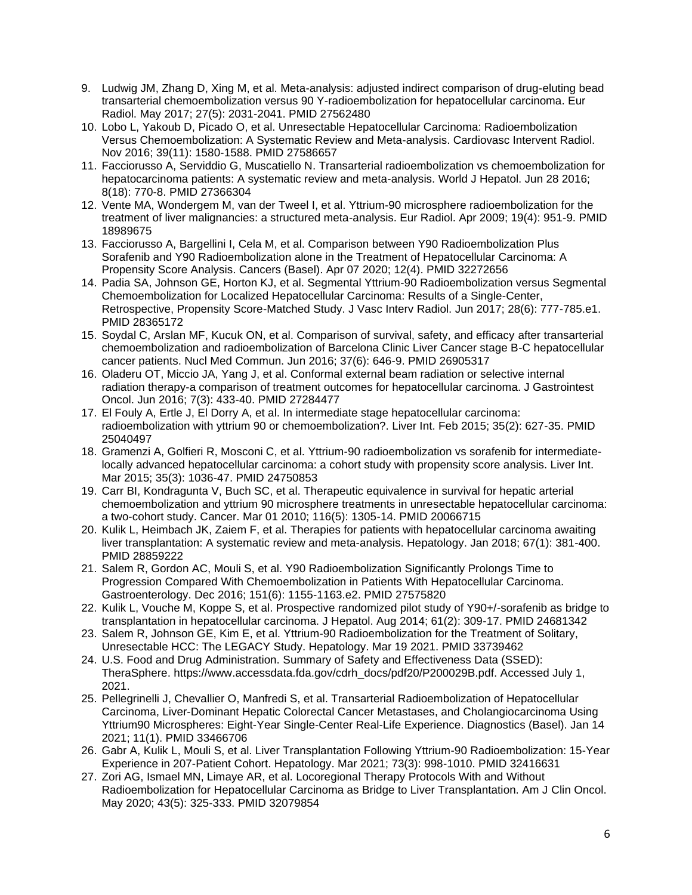9. Ludwig JM, Zhang D, Xing M, et al. Meta-analysis: adjusted indirect comparison of drug-eluting bead transarterial chemoembolization versus 90 Y-radioembolization for hepatocellular carcinoma. Eur Radiol. May 2017; 27(5): 2031-2041. PMID 27562480
10. Lobo L, Yakoub D, Picado O, et al. Unresectable Hepatocellular Carcinoma: Radioembolization Versus Chemoembolization: A Systematic Review and Meta-analysis. Cardiovasc Intervent Radiol. Nov 2016; 39(11): 1580-1588. PMID 27586657
11. Facciorusso A, Serviddio G, Muscatiello N. Transarterial radioembolization vs chemoembolization for hepatocarcinoma patients: A systematic review and meta-analysis. World J Hepatol. Jun 28 2016; 8(18): 770-8. PMID 27366304
12. Vente MA, Wondergem M, van der Tweel I, et al. Yttrium-90 microsphere radioembolization for the treatment of liver malignancies: a structured meta-analysis. Eur Radiol. Apr 2009; 19(4): 951-9. PMID 18989675
13. Facciorusso A, Bargellini I, Cela M, et al. Comparison between Y90 Radioembolization Plus Sorafenib and Y90 Radioembolization alone in the Treatment of Hepatocellular Carcinoma: A Propensity Score Analysis. Cancers (Basel). Apr 07 2020; 12(4). PMID 32272656
14. Padia SA, Johnson GE, Horton KJ, et al. Segmental Yttrium-90 Radioembolization versus Segmental Chemoembolization for Localized Hepatocellular Carcinoma: Results of a Single-Center, Retrospective, Propensity Score-Matched Study. J Vasc Interv Radiol. Jun 2017; 28(6): 777-785.e1. PMID 28365172
15. Soydal C, Arslan MF, Kucuk ON, et al. Comparison of survival, safety, and efficacy after transarterial chemoembolization and radioembolization of Barcelona Clinic Liver Cancer stage B-C hepatocellular cancer patients. Nucl Med Commun. Jun 2016; 37(6): 646-9. PMID 26905317
16. Oladeru OT, Miccio JA, Yang J, et al. Conformal external beam radiation or selective internal radiation therapy-a comparison of treatment outcomes for hepatocellular carcinoma. J Gastrointest Oncol. Jun 2016; 7(3): 433-40. PMID 27284477
17. El Fouly A, Ertle J, El Dorry A, et al. In intermediate stage hepatocellular carcinoma: radioembolization with yttrium 90 or chemoembolization?. Liver Int. Feb 2015; 35(2): 627-35. PMID 25040497
18. Gramenzi A, Golfieri R, Mosconi C, et al. Yttrium-90 radioembolization vs sorafenib for intermediate-locally advanced hepatocellular carcinoma: a cohort study with propensity score analysis. Liver Int. Mar 2015; 35(3): 1036-47. PMID 24750853
19. Carr BI, Kondragunta V, Buch SC, et al. Therapeutic equivalence in survival for hepatic arterial chemoembolization and yttrium 90 microsphere treatments in unresectable hepatocellular carcinoma: a two-cohort study. Cancer. Mar 01 2010; 116(5): 1305-14. PMID 20066715
20. Kulik L, Heimbach JK, Zaiem F, et al. Therapies for patients with hepatocellular carcinoma awaiting liver transplantation: A systematic review and meta-analysis. Hepatology. Jan 2018; 67(1): 381-400. PMID 28859222
21. Salem R, Gordon AC, Mouli S, et al. Y90 Radioembolization Significantly Prolongs Time to Progression Compared With Chemoembolization in Patients With Hepatocellular Carcinoma. Gastroenterology. Dec 2016; 151(6): 1155-1163.e2. PMID 27575820
22. Kulik L, Vouche M, Koppe S, et al. Prospective randomized pilot study of Y90+/-sorafenib as bridge to transplantation in hepatocellular carcinoma. J Hepatol. Aug 2014; 61(2): 309-17. PMID 24681342
23. Salem R, Johnson GE, Kim E, et al. Yttrium-90 Radioembolization for the Treatment of Solitary, Unresectable HCC: The LEGACY Study. Hepatology. Mar 19 2021. PMID 33739462
24. U.S. Food and Drug Administration. Summary of Safety and Effectiveness Data (SSED): TheraSphere. https://www.accessdata.fda.gov/cdrh_docs/pdf20/P200029B.pdf. Accessed July 1, 2021.
25. Pellegrinelli J, Chevallier O, Manfredi S, et al. Transarterial Radioembolization of Hepatocellular Carcinoma, Liver-Dominant Hepatic Colorectal Cancer Metastases, and Cholangiocarcinoma Using Yttrium90 Microspheres: Eight-Year Single-Center Real-Life Experience. Diagnostics (Basel). Jan 14 2021; 11(1). PMID 33466706
26. Gabr A, Kulik L, Mouli S, et al. Liver Transplantation Following Yttrium-90 Radioembolization: 15-Year Experience in 207-Patient Cohort. Hepatology. Mar 2021; 73(3): 998-1010. PMID 32416631
27. Zori AG, Ismael MN, Limaye AR, et al. Locoregional Therapy Protocols With and Without Radioembolization for Hepatocellular Carcinoma as Bridge to Liver Transplantation. Am J Clin Oncol. May 2020; 43(5): 325-333. PMID 32079854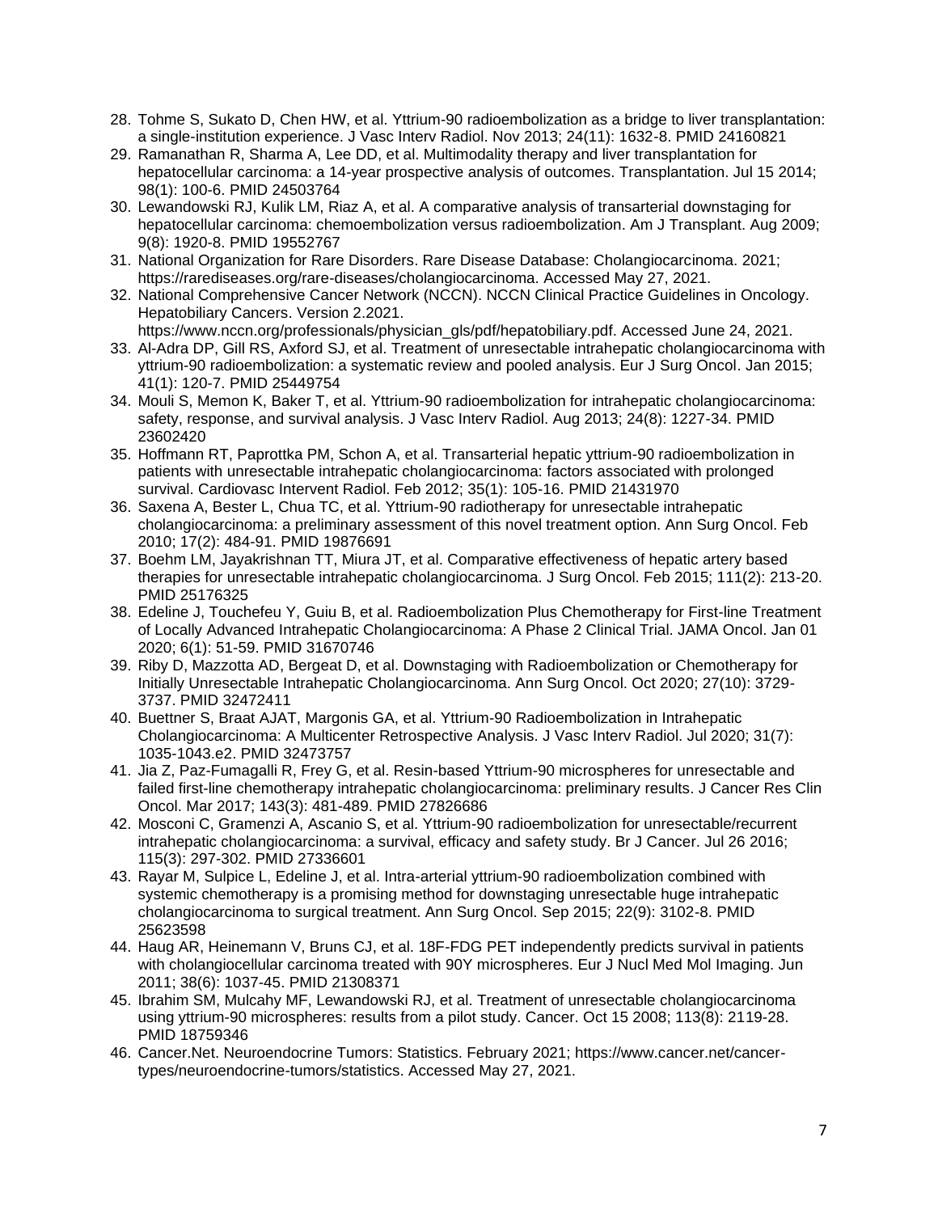28. Tohme S, Sukato D, Chen HW, et al. Yttrium-90 radioembolization as a bridge to liver transplantation: a single-institution experience. J Vasc Interv Radiol. Nov 2013; 24(11): 1632-8. PMID 24160821
29. Ramanathan R, Sharma A, Lee DD, et al. Multimodality therapy and liver transplantation for hepatocellular carcinoma: a 14-year prospective analysis of outcomes. Transplantation. Jul 15 2014; 98(1): 100-6. PMID 24503764
30. Lewandowski RJ, Kulik LM, Riaz A, et al. A comparative analysis of transarterial downstaging for hepatocellular carcinoma: chemoembolization versus radioembolization. Am J Transplant. Aug 2009; 9(8): 1920-8. PMID 19552767
31. National Organization for Rare Disorders. Rare Disease Database: Cholangiocarcinoma. 2021; https://rarediseases.org/rare-diseases/cholangiocarcinoma. Accessed May 27, 2021.
32. National Comprehensive Cancer Network (NCCN). NCCN Clinical Practice Guidelines in Oncology. Hepatobiliary Cancers. Version 2.2021. https://www.nccn.org/professionals/physician_gls/pdf/hepatobiliary.pdf. Accessed June 24, 2021.
33. Al-Adra DP, Gill RS, Axford SJ, et al. Treatment of unresectable intrahepatic cholangiocarcinoma with yttrium-90 radioembolization: a systematic review and pooled analysis. Eur J Surg Oncol. Jan 2015; 41(1): 120-7. PMID 25449754
34. Mouli S, Memon K, Baker T, et al. Yttrium-90 radioembolization for intrahepatic cholangiocarcinoma: safety, response, and survival analysis. J Vasc Interv Radiol. Aug 2013; 24(8): 1227-34. PMID 23602420
35. Hoffmann RT, Paprottka PM, Schon A, et al. Transarterial hepatic yttrium-90 radioembolization in patients with unresectable intrahepatic cholangiocarcinoma: factors associated with prolonged survival. Cardiovasc Intervent Radiol. Feb 2012; 35(1): 105-16. PMID 21431970
36. Saxena A, Bester L, Chua TC, et al. Yttrium-90 radiotherapy for unresectable intrahepatic cholangiocarcinoma: a preliminary assessment of this novel treatment option. Ann Surg Oncol. Feb 2010; 17(2): 484-91. PMID 19876691
37. Boehm LM, Jayakrishnan TT, Miura JT, et al. Comparative effectiveness of hepatic artery based therapies for unresectable intrahepatic cholangiocarcinoma. J Surg Oncol. Feb 2015; 111(2): 213-20. PMID 25176325
38. Edeline J, Touchefeu Y, Guiu B, et al. Radioembolization Plus Chemotherapy for First-line Treatment of Locally Advanced Intrahepatic Cholangiocarcinoma: A Phase 2 Clinical Trial. JAMA Oncol. Jan 01 2020; 6(1): 51-59. PMID 31670746
39. Riby D, Mazzotta AD, Bergeat D, et al. Downstaging with Radioembolization or Chemotherapy for Initially Unresectable Intrahepatic Cholangiocarcinoma. Ann Surg Oncol. Oct 2020; 27(10): 3729-3737. PMID 32472411
40. Buettner S, Braat AJAT, Margonis GA, et al. Yttrium-90 Radioembolization in Intrahepatic Cholangiocarcinoma: A Multicenter Retrospective Analysis. J Vasc Interv Radiol. Jul 2020; 31(7): 1035-1043.e2. PMID 32473757
41. Jia Z, Paz-Fumagalli R, Frey G, et al. Resin-based Yttrium-90 microspheres for unresectable and failed first-line chemotherapy intrahepatic cholangiocarcinoma: preliminary results. J Cancer Res Clin Oncol. Mar 2017; 143(3): 481-489. PMID 27826686
42. Mosconi C, Gramenzi A, Ascanio S, et al. Yttrium-90 radioembolization for unresectable/recurrent intrahepatic cholangiocarcinoma: a survival, efficacy and safety study. Br J Cancer. Jul 26 2016; 115(3): 297-302. PMID 27336601
43. Rayar M, Sulpice L, Edeline J, et al. Intra-arterial yttrium-90 radioembolization combined with systemic chemotherapy is a promising method for downstaging unresectable huge intrahepatic cholangiocarcinoma to surgical treatment. Ann Surg Oncol. Sep 2015; 22(9): 3102-8. PMID 25623598
44. Haug AR, Heinemann V, Bruns CJ, et al. 18F-FDG PET independently predicts survival in patients with cholangiocellular carcinoma treated with 90Y microspheres. Eur J Nucl Med Mol Imaging. Jun 2011; 38(6): 1037-45. PMID 21308371
45. Ibrahim SM, Mulcahy MF, Lewandowski RJ, et al. Treatment of unresectable cholangiocarcinoma using yttrium-90 microspheres: results from a pilot study. Cancer. Oct 15 2008; 113(8): 2119-28. PMID 18759346
46. Cancer.Net. Neuroendocrine Tumors: Statistics. February 2021; https://www.cancer.net/cancer-types/neuroendocrine-tumors/statistics. Accessed May 27, 2021.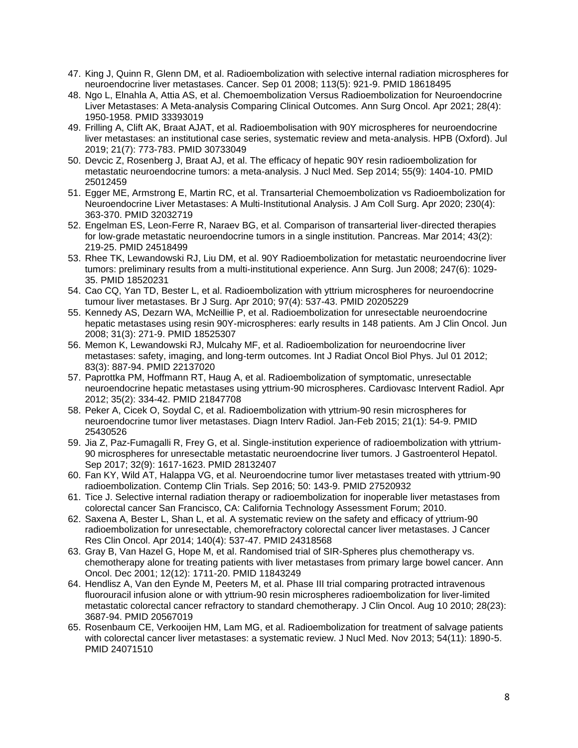47. King J, Quinn R, Glenn DM, et al. Radioembolization with selective internal radiation microspheres for neuroendocrine liver metastases. Cancer. Sep 01 2008; 113(5): 921-9. PMID 18618495
48. Ngo L, Elnahla A, Attia AS, et al. Chemoembolization Versus Radioembolization for Neuroendocrine Liver Metastases: A Meta-analysis Comparing Clinical Outcomes. Ann Surg Oncol. Apr 2021; 28(4): 1950-1958. PMID 33393019
49. Frilling A, Clift AK, Braat AJAT, et al. Radioembolisation with 90Y microspheres for neuroendocrine liver metastases: an institutional case series, systematic review and meta-analysis. HPB (Oxford). Jul 2019; 21(7): 773-783. PMID 30733049
50. Devcic Z, Rosenberg J, Braat AJ, et al. The efficacy of hepatic 90Y resin radioembolization for metastatic neuroendocrine tumors: a meta-analysis. J Nucl Med. Sep 2014; 55(9): 1404-10. PMID 25012459
51. Egger ME, Armstrong E, Martin RC, et al. Transarterial Chemoembolization vs Radioembolization for Neuroendocrine Liver Metastases: A Multi-Institutional Analysis. J Am Coll Surg. Apr 2020; 230(4): 363-370. PMID 32032719
52. Engelman ES, Leon-Ferre R, Naraev BG, et al. Comparison of transarterial liver-directed therapies for low-grade metastatic neuroendocrine tumors in a single institution. Pancreas. Mar 2014; 43(2): 219-25. PMID 24518499
53. Rhee TK, Lewandowski RJ, Liu DM, et al. 90Y Radioembolization for metastatic neuroendocrine liver tumors: preliminary results from a multi-institutional experience. Ann Surg. Jun 2008; 247(6): 1029-35. PMID 18520231
54. Cao CQ, Yan TD, Bester L, et al. Radioembolization with yttrium microspheres for neuroendocrine tumour liver metastases. Br J Surg. Apr 2010; 97(4): 537-43. PMID 20205229
55. Kennedy AS, Dezarn WA, McNeillie P, et al. Radioembolization for unresectable neuroendocrine hepatic metastases using resin 90Y-microspheres: early results in 148 patients. Am J Clin Oncol. Jun 2008; 31(3): 271-9. PMID 18525307
56. Memon K, Lewandowski RJ, Mulcahy MF, et al. Radioembolization for neuroendocrine liver metastases: safety, imaging, and long-term outcomes. Int J Radiat Oncol Biol Phys. Jul 01 2012; 83(3): 887-94. PMID 22137020
57. Paprottka PM, Hoffmann RT, Haug A, et al. Radioembolization of symptomatic, unresectable neuroendocrine hepatic metastases using yttrium-90 microspheres. Cardiovasc Intervent Radiol. Apr 2012; 35(2): 334-42. PMID 21847708
58. Peker A, Cicek O, Soydal C, et al. Radioembolization with yttrium-90 resin microspheres for neuroendocrine tumor liver metastases. Diagn Interv Radiol. Jan-Feb 2015; 21(1): 54-9. PMID 25430526
59. Jia Z, Paz-Fumagalli R, Frey G, et al. Single-institution experience of radioembolization with yttrium-90 microspheres for unresectable metastatic neuroendocrine liver tumors. J Gastroenterol Hepatol. Sep 2017; 32(9): 1617-1623. PMID 28132407
60. Fan KY, Wild AT, Halappa VG, et al. Neuroendocrine tumor liver metastases treated with yttrium-90 radioembolization. Contemp Clin Trials. Sep 2016; 50: 143-9. PMID 27520932
61. Tice J. Selective internal radiation therapy or radioembolization for inoperable liver metastases from colorectal cancer San Francisco, CA: California Technology Assessment Forum; 2010.
62. Saxena A, Bester L, Shan L, et al. A systematic review on the safety and efficacy of yttrium-90 radioembolization for unresectable, chemorefractory colorectal cancer liver metastases. J Cancer Res Clin Oncol. Apr 2014; 140(4): 537-47. PMID 24318568
63. Gray B, Van Hazel G, Hope M, et al. Randomised trial of SIR-Spheres plus chemotherapy vs. chemotherapy alone for treating patients with liver metastases from primary large bowel cancer. Ann Oncol. Dec 2001; 12(12): 1711-20. PMID 11843249
64. Hendlisz A, Van den Eynde M, Peeters M, et al. Phase III trial comparing protracted intravenous fluorouracil infusion alone or with yttrium-90 resin microspheres radioembolization for liver-limited metastatic colorectal cancer refractory to standard chemotherapy. J Clin Oncol. Aug 10 2010; 28(23): 3687-94. PMID 20567019
65. Rosenbaum CE, Verkooijen HM, Lam MG, et al. Radioembolization for treatment of salvage patients with colorectal cancer liver metastases: a systematic review. J Nucl Med. Nov 2013; 54(11): 1890-5. PMID 24071510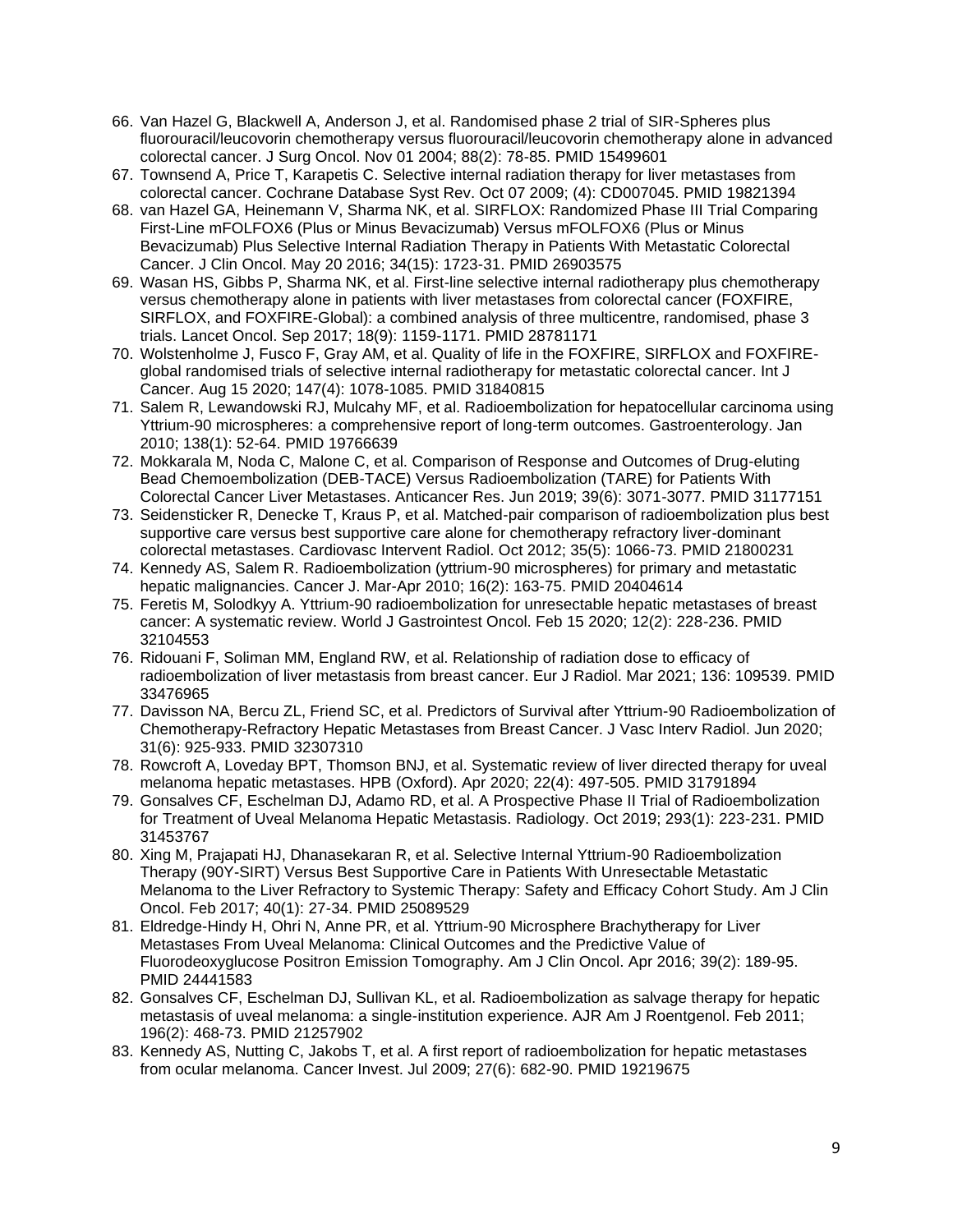66. Van Hazel G, Blackwell A, Anderson J, et al. Randomised phase 2 trial of SIR-Spheres plus fluorouracil/leucovorin chemotherapy versus fluorouracil/leucovorin chemotherapy alone in advanced colorectal cancer. J Surg Oncol. Nov 01 2004; 88(2): 78-85. PMID 15499601
67. Townsend A, Price T, Karapetis C. Selective internal radiation therapy for liver metastases from colorectal cancer. Cochrane Database Syst Rev. Oct 07 2009; (4): CD007045. PMID 19821394
68. van Hazel GA, Heinemann V, Sharma NK, et al. SIRFLOX: Randomized Phase III Trial Comparing First-Line mFOLFOX6 (Plus or Minus Bevacizumab) Versus mFOLFOX6 (Plus or Minus Bevacizumab) Plus Selective Internal Radiation Therapy in Patients With Metastatic Colorectal Cancer. J Clin Oncol. May 20 2016; 34(15): 1723-31. PMID 26903575
69. Wasan HS, Gibbs P, Sharma NK, et al. First-line selective internal radiotherapy plus chemotherapy versus chemotherapy alone in patients with liver metastases from colorectal cancer (FOXFIRE, SIRFLOX, and FOXFIRE-Global): a combined analysis of three multicentre, randomised, phase 3 trials. Lancet Oncol. Sep 2017; 18(9): 1159-1171. PMID 28781171
70. Wolstenholme J, Fusco F, Gray AM, et al. Quality of life in the FOXFIRE, SIRFLOX and FOXFIRE-global randomised trials of selective internal radiotherapy for metastatic colorectal cancer. Int J Cancer. Aug 15 2020; 147(4): 1078-1085. PMID 31840815
71. Salem R, Lewandowski RJ, Mulcahy MF, et al. Radioembolization for hepatocellular carcinoma using Yttrium-90 microspheres: a comprehensive report of long-term outcomes. Gastroenterology. Jan 2010; 138(1): 52-64. PMID 19766639
72. Mokkarala M, Noda C, Malone C, et al. Comparison of Response and Outcomes of Drug-eluting Bead Chemoembolization (DEB-TACE) Versus Radioembolization (TARE) for Patients With Colorectal Cancer Liver Metastases. Anticancer Res. Jun 2019; 39(6): 3071-3077. PMID 31177151
73. Seidensticker R, Denecke T, Kraus P, et al. Matched-pair comparison of radioembolization plus best supportive care versus best supportive care alone for chemotherapy refractory liver-dominant colorectal metastases. Cardiovasc Intervent Radiol. Oct 2012; 35(5): 1066-73. PMID 21800231
74. Kennedy AS, Salem R. Radioembolization (yttrium-90 microspheres) for primary and metastatic hepatic malignancies. Cancer J. Mar-Apr 2010; 16(2): 163-75. PMID 20404614
75. Feretis M, Solodkyy A. Yttrium-90 radioembolization for unresectable hepatic metastases of breast cancer: A systematic review. World J Gastrointest Oncol. Feb 15 2020; 12(2): 228-236. PMID 32104553
76. Ridouani F, Soliman MM, England RW, et al. Relationship of radiation dose to efficacy of radioembolization of liver metastasis from breast cancer. Eur J Radiol. Mar 2021; 136: 109539. PMID 33476965
77. Davisson NA, Bercu ZL, Friend SC, et al. Predictors of Survival after Yttrium-90 Radioembolization of Chemotherapy-Refractory Hepatic Metastases from Breast Cancer. J Vasc Interv Radiol. Jun 2020; 31(6): 925-933. PMID 32307310
78. Rowcroft A, Loveday BPT, Thomson BNJ, et al. Systematic review of liver directed therapy for uveal melanoma hepatic metastases. HPB (Oxford). Apr 2020; 22(4): 497-505. PMID 31791894
79. Gonsalves CF, Eschelman DJ, Adamo RD, et al. A Prospective Phase II Trial of Radioembolization for Treatment of Uveal Melanoma Hepatic Metastasis. Radiology. Oct 2019; 293(1): 223-231. PMID 31453767
80. Xing M, Prajapati HJ, Dhanasekaran R, et al. Selective Internal Yttrium-90 Radioembolization Therapy (90Y-SIRT) Versus Best Supportive Care in Patients With Unresectable Metastatic Melanoma to the Liver Refractory to Systemic Therapy: Safety and Efficacy Cohort Study. Am J Clin Oncol. Feb 2017; 40(1): 27-34. PMID 25089529
81. Eldredge-Hindy H, Ohri N, Anne PR, et al. Yttrium-90 Microsphere Brachytherapy for Liver Metastases From Uveal Melanoma: Clinical Outcomes and the Predictive Value of Fluorodeoxyglucose Positron Emission Tomography. Am J Clin Oncol. Apr 2016; 39(2): 189-95. PMID 24441583
82. Gonsalves CF, Eschelman DJ, Sullivan KL, et al. Radioembolization as salvage therapy for hepatic metastasis of uveal melanoma: a single-institution experience. AJR Am J Roentgenol. Feb 2011; 196(2): 468-73. PMID 21257902
83. Kennedy AS, Nutting C, Jakobs T, et al. A first report of radioembolization for hepatic metastases from ocular melanoma. Cancer Invest. Jul 2009; 27(6): 682-90. PMID 19219675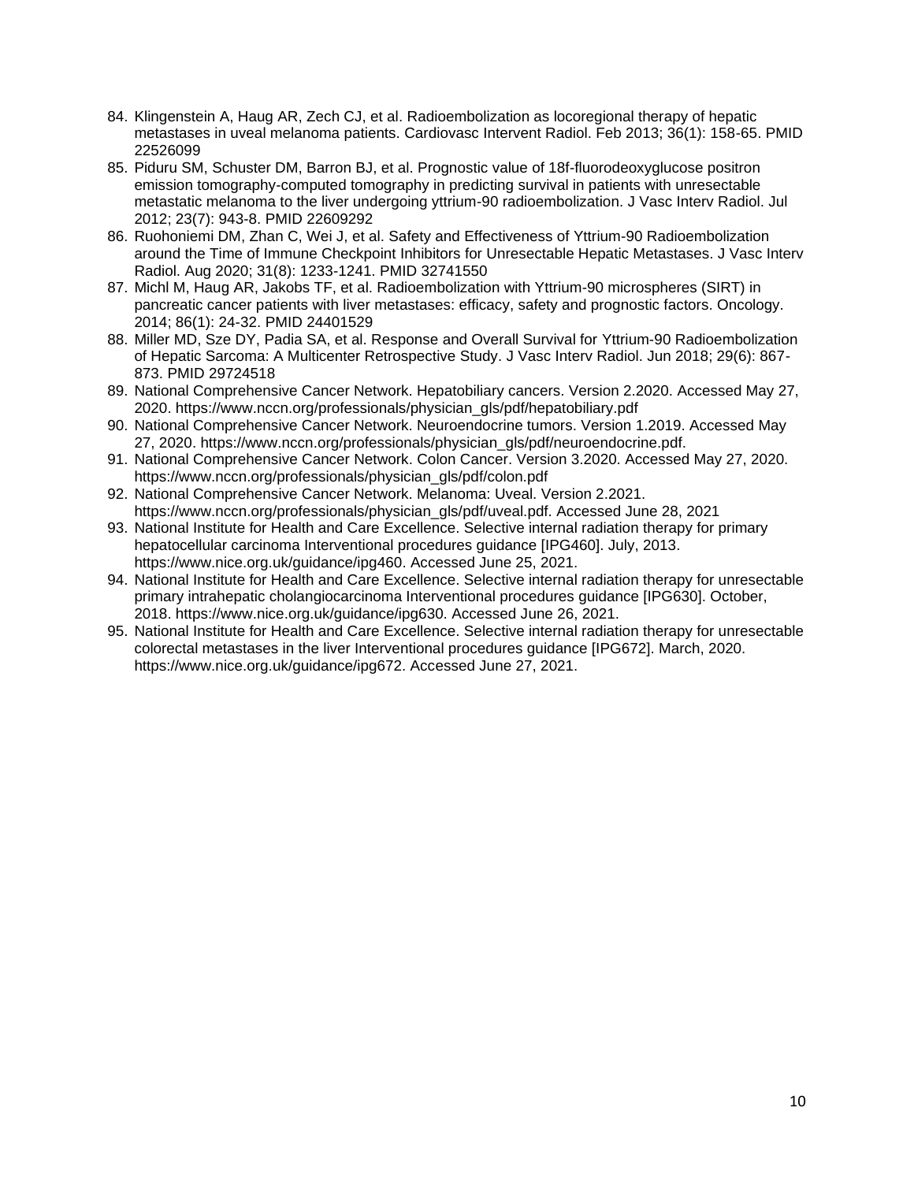84. Klingenstein A, Haug AR, Zech CJ, et al. Radioembolization as locoregional therapy of hepatic metastases in uveal melanoma patients. Cardiovasc Intervent Radiol. Feb 2013; 36(1): 158-65. PMID 22526099
85. Piduru SM, Schuster DM, Barron BJ, et al. Prognostic value of 18f-fluorodeoxyglucose positron emission tomography-computed tomography in predicting survival in patients with unresectable metastatic melanoma to the liver undergoing yttrium-90 radioembolization. J Vasc Interv Radiol. Jul 2012; 23(7): 943-8. PMID 22609292
86. Ruohoniemi DM, Zhan C, Wei J, et al. Safety and Effectiveness of Yttrium-90 Radioembolization around the Time of Immune Checkpoint Inhibitors for Unresectable Hepatic Metastases. J Vasc Interv Radiol. Aug 2020; 31(8): 1233-1241. PMID 32741550
87. Michl M, Haug AR, Jakobs TF, et al. Radioembolization with Yttrium-90 microspheres (SIRT) in pancreatic cancer patients with liver metastases: efficacy, safety and prognostic factors. Oncology. 2014; 86(1): 24-32. PMID 24401529
88. Miller MD, Sze DY, Padia SA, et al. Response and Overall Survival for Yttrium-90 Radioembolization of Hepatic Sarcoma: A Multicenter Retrospective Study. J Vasc Interv Radiol. Jun 2018; 29(6): 867-873. PMID 29724518
89. National Comprehensive Cancer Network. Hepatobiliary cancers. Version 2.2020. Accessed May 27, 2020. https://www.nccn.org/professionals/physician_gls/pdf/hepatobiliary.pdf
90. National Comprehensive Cancer Network. Neuroendocrine tumors. Version 1.2019. Accessed May 27, 2020. https://www.nccn.org/professionals/physician_gls/pdf/neuroendocrine.pdf.
91. National Comprehensive Cancer Network. Colon Cancer. Version 3.2020. Accessed May 27, 2020. https://www.nccn.org/professionals/physician_gls/pdf/colon.pdf
92. National Comprehensive Cancer Network. Melanoma: Uveal. Version 2.2021. https://www.nccn.org/professionals/physician_gls/pdf/uveal.pdf. Accessed June 28, 2021
93. National Institute for Health and Care Excellence. Selective internal radiation therapy for primary hepatocellular carcinoma Interventional procedures guidance [IPG460]. July, 2013. https://www.nice.org.uk/guidance/ipg460. Accessed June 25, 2021.
94. National Institute for Health and Care Excellence. Selective internal radiation therapy for unresectable primary intrahepatic cholangiocarcinoma Interventional procedures guidance [IPG630]. October, 2018. https://www.nice.org.uk/guidance/ipg630. Accessed June 26, 2021.
95. National Institute for Health and Care Excellence. Selective internal radiation therapy for unresectable colorectal metastases in the liver Interventional procedures guidance [IPG672]. March, 2020. https://www.nice.org.uk/guidance/ipg672. Accessed June 27, 2021.